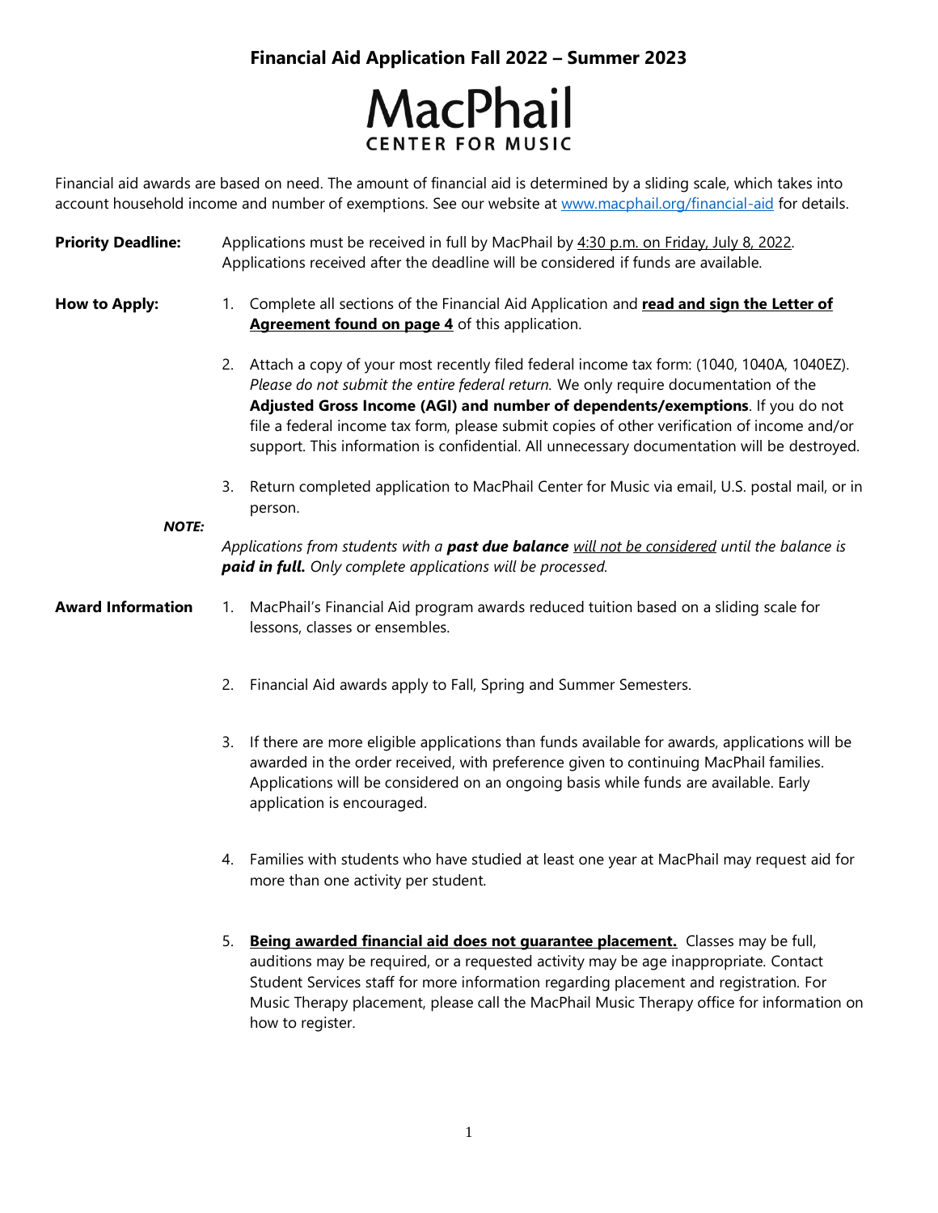# Financial Aid Application Fall 2022 – Summer 2023

## MacPhail CENTER FOR MUSIC

Financial aid awards are based on need. The amount of financial aid is determined by a sliding scale, which takes into account household income and number of exemptions. See our website at www.macphail.org/financial-aid for details.

**Priority Deadline:** Applications must be received in full by MacPhail by 4:30 p.m. on Friday, July 8, 2022. Applications received after the deadline will be considered if funds are available.

**How to Apply:**

1. Complete all sections of the Financial Aid Application and **read and sign the Letter of Agreement found on page 4** of this application.
2. Attach a copy of your most recently filed federal income tax form: (1040, 1040A, 1040EZ). *Please do not submit the entire federal return.* We only require documentation of the **Adjusted Gross Income (AGI) and number of dependents/exemptions**. If you do not file a federal income tax form, please submit copies of other verification of income and/or support. This information is confidential. All unnecessary documentation will be destroyed.
3. Return completed application to MacPhail Center for Music via email, U.S. postal mail, or in person.

***NOTE:*** *Applications from students with a **past due balance** will not be considered until the balance is **paid in full.** Only complete applications will be processed.*

**Award Information**

1. MacPhail's Financial Aid program awards reduced tuition based on a sliding scale for lessons, classes or ensembles.
2. Financial Aid awards apply to Fall, Spring and Summer Semesters.
3. If there are more eligible applications than funds available for awards, applications will be awarded in the order received, with preference given to continuing MacPhail families. Applications will be considered on an ongoing basis while funds are available. Early application is encouraged.
4. Families with students who have studied at least one year at MacPhail may request aid for more than one activity per student.
5. **Being awarded financial aid does not guarantee placement.** Classes may be full, auditions may be required, or a requested activity may be age inappropriate. Contact Student Services staff for more information regarding placement and registration. For Music Therapy placement, please call the MacPhail Music Therapy office for information on how to register.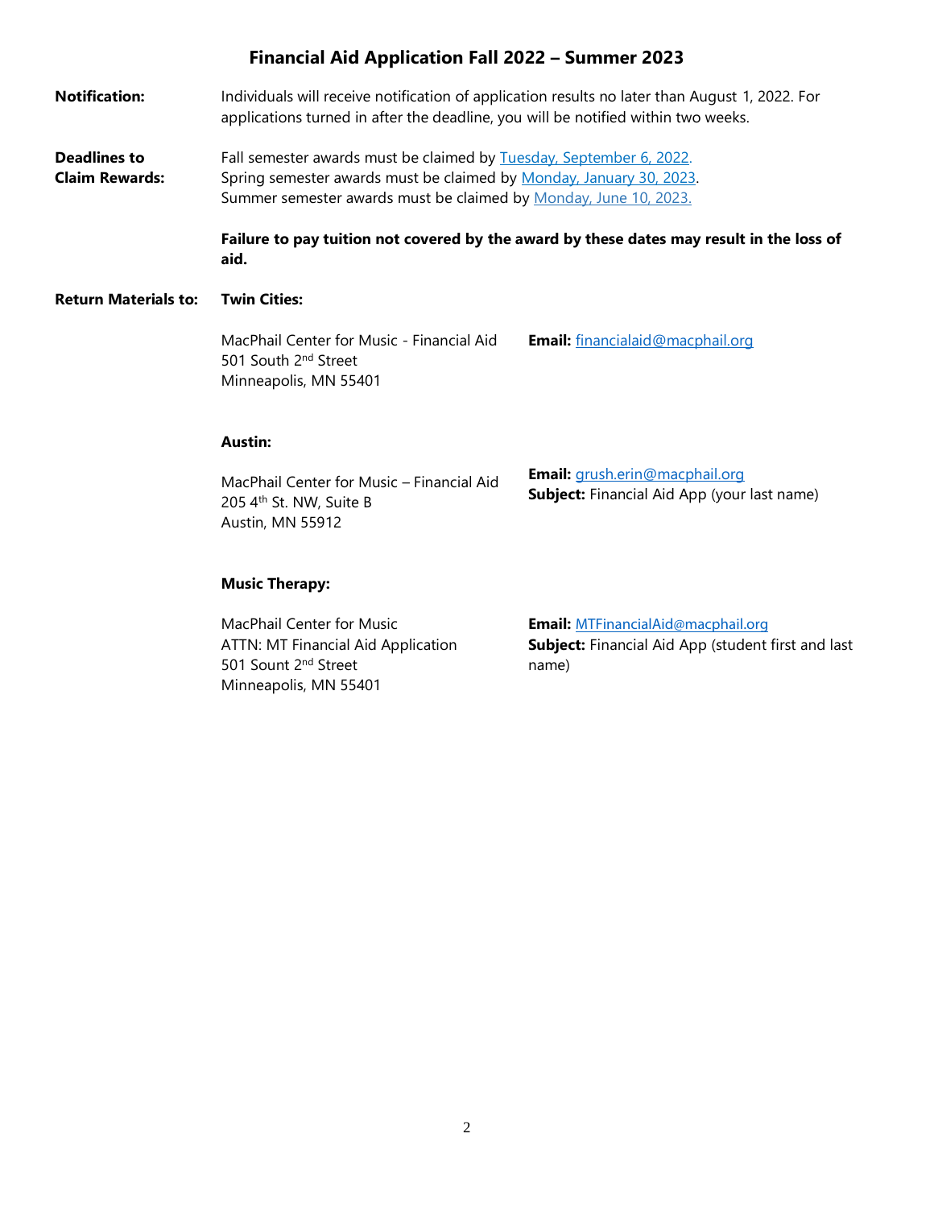# Financial Aid Application Fall 2022 – Summer 2023

**Notification:** Individuals will receive notification of application results no later than August 1, 2022. For applications turned in after the deadline, you will be notified within two weeks.

**Deadlines to Claim Rewards:** Fall semester awards must be claimed by Tuesday, September 6, 2022.
Spring semester awards must be claimed by Monday, January 30, 2023.
Summer semester awards must be claimed by Monday, June 10, 2023.

**Failure to pay tuition not covered by the award by these dates may result in the loss of aid.**

**Return Materials to:**

**Twin Cities:**

MacPhail Center for Music - Financial Aid
501 South 2nd Street
Minneapolis, MN 55401

**Email:** financialaid@macphail.org

**Austin:**

MacPhail Center for Music – Financial Aid
205 4th St. NW, Suite B
Austin, MN 55912

**Email:** grush.erin@macphail.org
**Subject:** Financial Aid App (your last name)

**Music Therapy:**

MacPhail Center for Music
ATTN: MT Financial Aid Application
501 Sount 2nd Street
Minneapolis, MN 55401

**Email:** MTFinancialAid@macphail.org
**Subject:** Financial Aid App (student first and last name)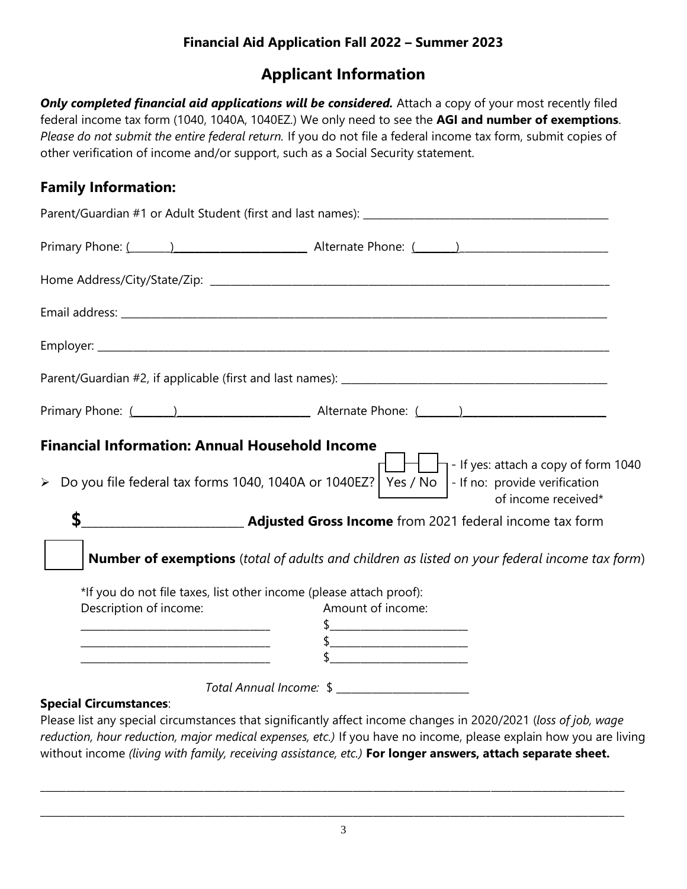**Financial Aid Application Fall 2022 – Summer 2023**

## Applicant Information

***Only completed financial aid applications will be considered.*** Attach a copy of your most recently filed federal income tax form (1040, 1040A, 1040EZ.) We only need to see the **AGI and number of exemptions**. *Please do not submit the entire federal return.* If you do not file a federal income tax form, submit copies of other verification of income and/or support, such as a Social Security statement.

### Family Information:

Parent/Guardian #1 or Adult Student (first and last names): ______________________________

Primary Phone: (______)____________________ Alternate Phone: (______)____________________

Home Address/City/State/Zip: ______________________________

Email address: ______________________________

Employer: ______________________________

Parent/Guardian #2, if applicable (first and last names): ______________________________

Primary Phone: (______)____________________ Alternate Phone: (______)____________________

### Financial Information: Annual Household Income

- Do you file federal tax forms 1040, 1040A or 1040EZ? ☐ ☐ Yes / No
  - If yes: attach a copy of form 1040
  - If no: provide verification of income received*

**$**____________________ **Adjusted Gross Income** from 2021 federal income tax form

☐ **Number of exemptions** (*total of adults and children as listed on your federal income tax form*)

*If you do not file taxes, list other income (please attach proof):

| Description of income: | Amount of income: |
|---|---|
| ____________________ | $____________________ |
| ____________________ | $____________________ |
| ____________________ | $____________________ |

*Total Annual Income:* $ ____________________

**Special Circumstances**:

Please list any special circumstances that significantly affect income changes in 2020/2021 (*loss of job, wage reduction, hour reduction, major medical expenses, etc.)* If you have no income, please explain how you are living without income *(living with family, receiving assistance, etc.)* **For longer answers, attach separate sheet.**

______________________________________________________________________

______________________________________________________________________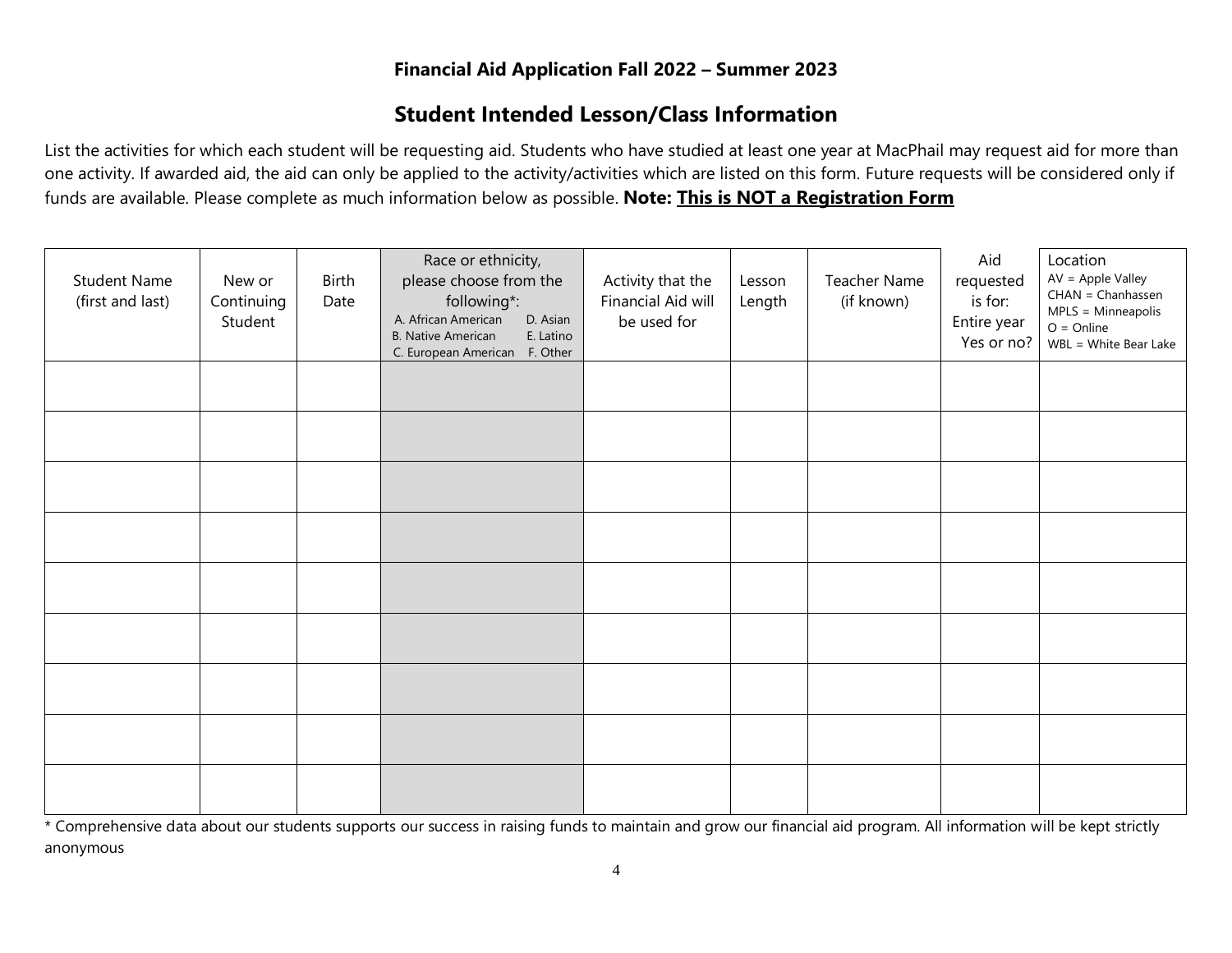**Financial Aid Application Fall 2022 – Summer 2023**

## Student Intended Lesson/Class Information

List the activities for which each student will be requesting aid. Students who have studied at least one year at MacPhail may request aid for more than one activity. If awarded aid, the aid can only be applied to the activity/activities which are listed on this form. Future requests will be considered only if funds are available. Please complete as much information below as possible. **Note: <u>This is NOT a Registration Form</u>**

| Student Name (first and last) | New or Continuing Student | Birth Date | Race or ethnicity, please choose from the following*: A. African American, B. Native American, C. European American, D. Asian, E. Latino, F. Other | Activity that the Financial Aid will be used for | Lesson Length | Teacher Name (if known) | Aid requested is for: Entire year Yes or no? | Location AV = Apple Valley CHAN = Chanhassen MPLS = Minneapolis O = Online WBL = White Bear Lake |
|---|---|---|---|---|---|---|---|---|
| | | | | | | | | |
| | | | | | | | | |
| | | | | | | | | |
| | | | | | | | | |
| | | | | | | | | |
| | | | | | | | | |
| | | | | | | | | |
| | | | | | | | | |
| | | | | | | | | |

* Comprehensive data about our students supports our success in raising funds to maintain and grow our financial aid program. All information will be kept strictly anonymous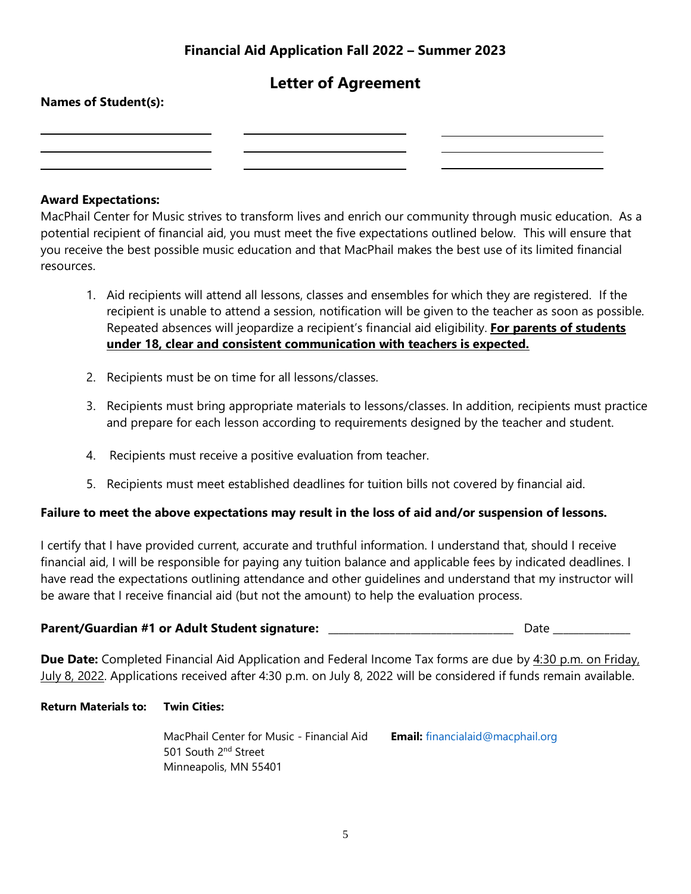## Financial Aid Application Fall 2022 – Summer 2023

# Letter of Agreement

**Names of Student(s):**

| | | |
|---|---|---|
| ______________________ | ______________________ | ______________________ |
| ______________________ | ______________________ | ______________________ |
| ______________________ | ______________________ | ______________________ |

**Award Expectations:**

MacPhail Center for Music strives to transform lives and enrich our community through music education. As a potential recipient of financial aid, you must meet the five expectations outlined below. This will ensure that you receive the best possible music education and that MacPhail makes the best use of its limited financial resources.

1. Aid recipients will attend all lessons, classes and ensembles for which they are registered. If the recipient is unable to attend a session, notification will be given to the teacher as soon as possible. Repeated absences will jeopardize a recipient's financial aid eligibility. **<u>For parents of students under 18, clear and consistent communication with teachers is expected.</u>**

2. Recipients must be on time for all lessons/classes.

3. Recipients must bring appropriate materials to lessons/classes. In addition, recipients must practice and prepare for each lesson according to requirements designed by the teacher and student.

4. Recipients must receive a positive evaluation from teacher.

5. Recipients must meet established deadlines for tuition bills not covered by financial aid.

**Failure to meet the above expectations may result in the loss of aid and/or suspension of lessons.**

I certify that I have provided current, accurate and truthful information. I understand that, should I receive financial aid, I will be responsible for paying any tuition balance and applicable fees by indicated deadlines. I have read the expectations outlining attendance and other guidelines and understand that my instructor will be aware that I receive financial aid (but not the amount) to help the evaluation process.

**Parent/Guardian #1 or Adult Student signature:** ________________________________ Date ______________

**Due Date:** Completed Financial Aid Application and Federal Income Tax forms are due by <u>4:30 p.m. on Friday, July 8, 2022</u>. Applications received after 4:30 p.m. on July 8, 2022 will be considered if funds remain available.

**Return Materials to:** **Twin Cities:**

MacPhail Center for Music - Financial Aid
501 South 2nd Street
Minneapolis, MN 55401

**Email:** financialaid@macphail.org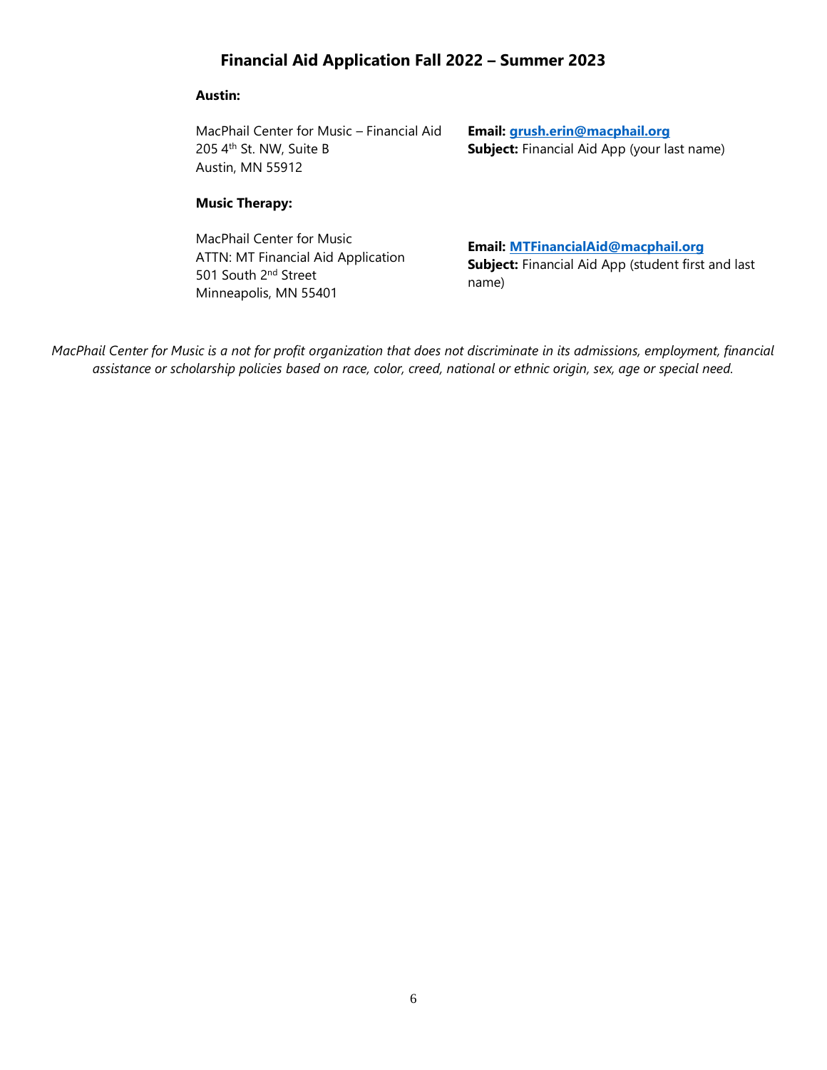## Financial Aid Application Fall 2022 – Summer 2023

**Austin:**

MacPhail Center for Music – Financial Aid
205 4th St. NW, Suite B
Austin, MN 55912

**Email:** grush.erin@macphail.org
**Subject:** Financial Aid App (your last name)

**Music Therapy:**

MacPhail Center for Music
ATTN: MT Financial Aid Application
501 South 2nd Street
Minneapolis, MN 55401

**Email:** MTFinancialAid@macphail.org
**Subject:** Financial Aid App (student first and last name)

*MacPhail Center for Music is a not for profit organization that does not discriminate in its admissions, employment, financial assistance or scholarship policies based on race, color, creed, national or ethnic origin, sex, age or special need.*